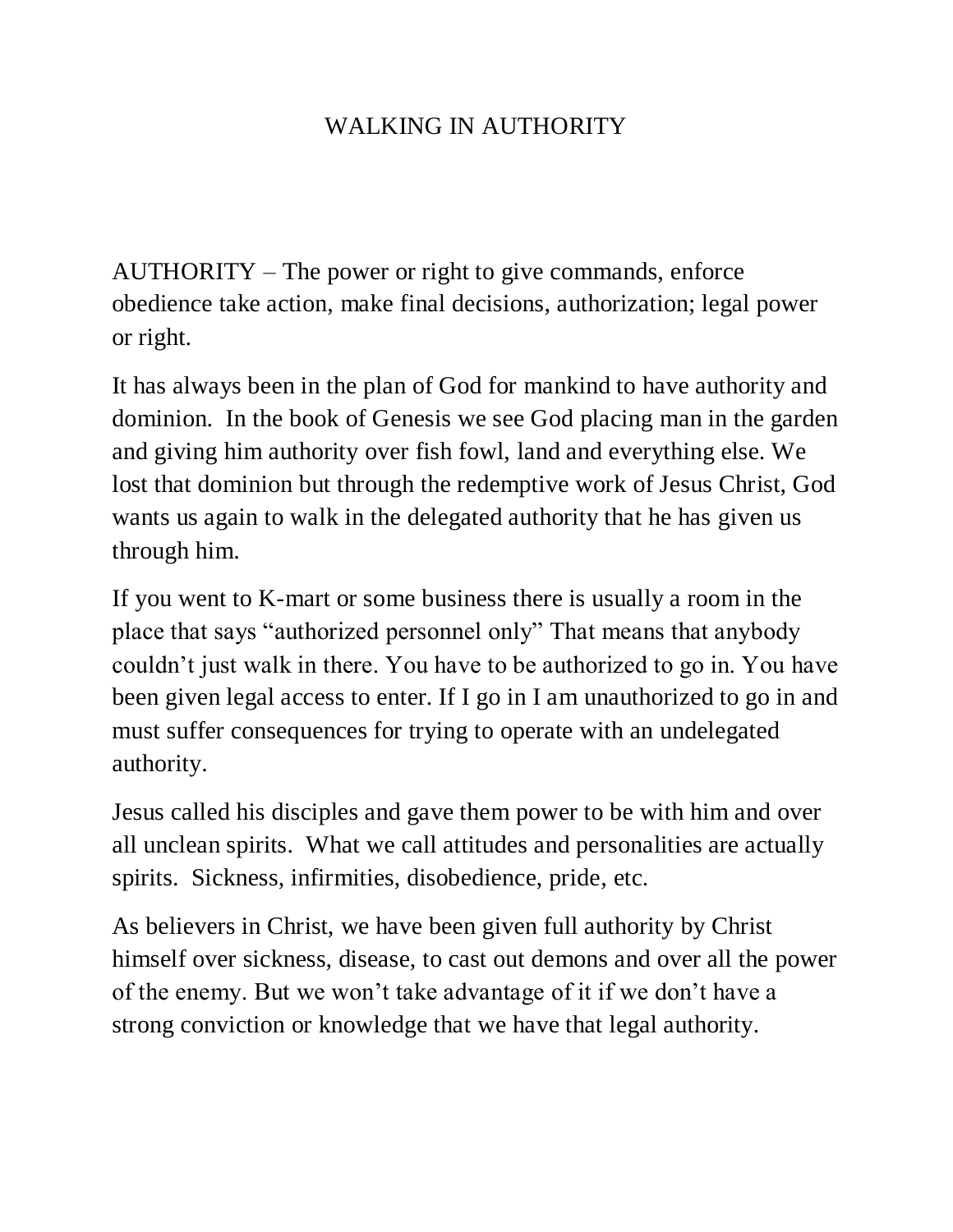# WALKING IN AUTHORITY

AUTHORITY – The power or right to give commands, enforce obedience take action, make final decisions, authorization; legal power or right.

It has always been in the plan of God for mankind to have authority and dominion. In the book of Genesis we see God placing man in the garden and giving him authority over fish fowl, land and everything else. We lost that dominion but through the redemptive work of Jesus Christ, God wants us again to walk in the delegated authority that he has given us through him.

If you went to K-mart or some business there is usually a room in the place that says "authorized personnel only" That means that anybody couldn't just walk in there. You have to be authorized to go in. You have been given legal access to enter. If I go in I am unauthorized to go in and must suffer consequences for trying to operate with an undelegated authority.

Jesus called his disciples and gave them power to be with him and over all unclean spirits. What we call attitudes and personalities are actually spirits. Sickness, infirmities, disobedience, pride, etc.

As believers in Christ, we have been given full authority by Christ himself over sickness, disease, to cast out demons and over all the power of the enemy. But we won't take advantage of it if we don't have a strong conviction or knowledge that we have that legal authority.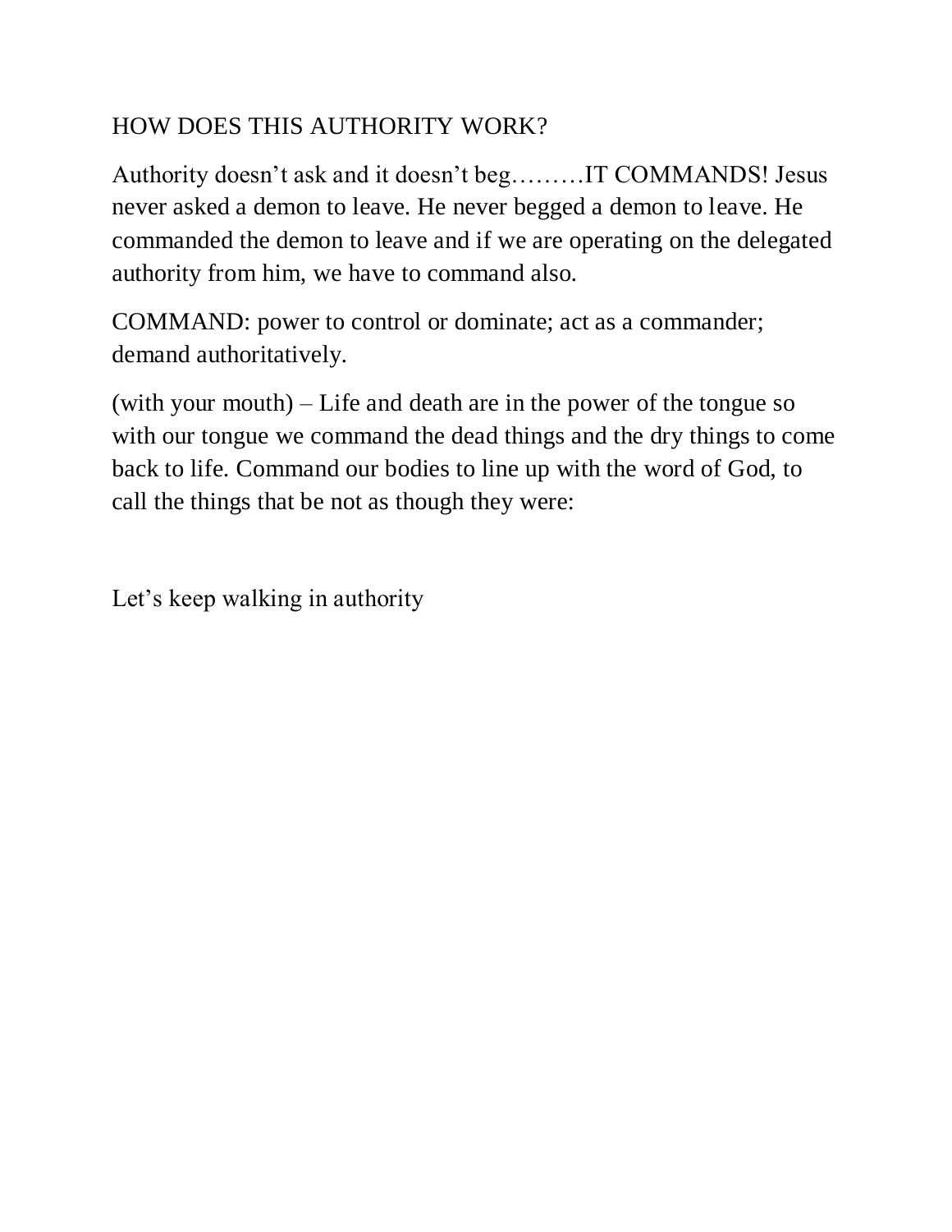## HOW DOES THIS AUTHORITY WORK?

Authority doesn't ask and it doesn't beg………IT COMMANDS! Jesus never asked a demon to leave. He never begged a demon to leave. He commanded the demon to leave and if we are operating on the delegated authority from him, we have to command also.

COMMAND: power to control or dominate; act as a commander; demand authoritatively.

(with your mouth) – Life and death are in the power of the tongue so with our tongue we command the dead things and the dry things to come back to life. Command our bodies to line up with the word of God, to call the things that be not as though they were:

Let's keep walking in authority